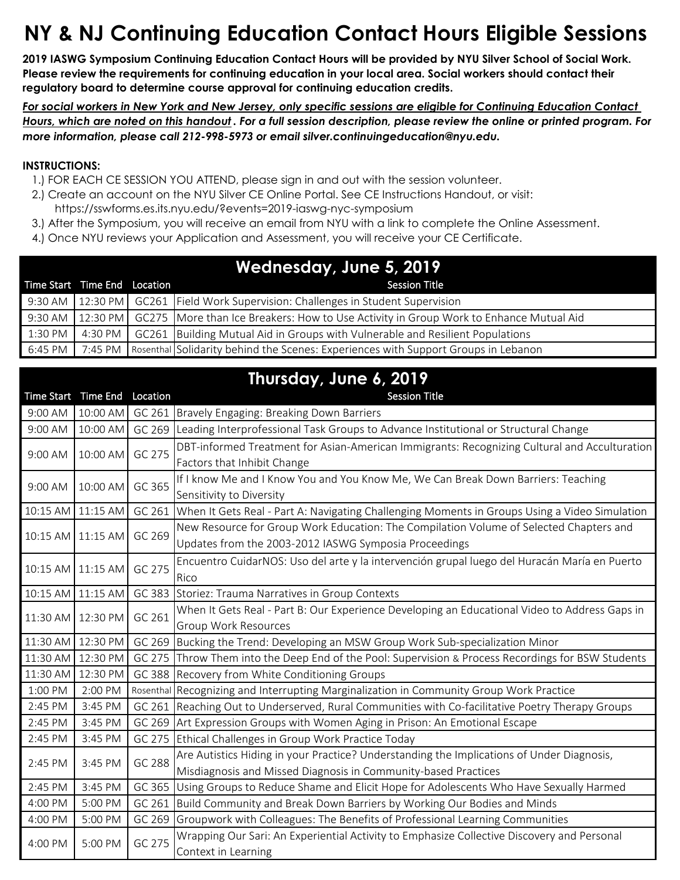# NY & NJ Continuing Education Contact Hours Eligible Sessions

**2019 IASWG Symposium Continuing Education Contact Hours will be provided by NYU Silver School of Social Work. Please review the requirements for continuing education in your local area. Social workers should contact their regulatory board to determine course approval for continuing education credits.**

***For social workers in New York and New Jersey, only specific sessions are eligible for Continuing Education Contact Hours, which are noted on this handout. For a full session description, please review the online or printed program. For more information, please call 212-998-5973 or email silver.continuingeducation@nyu.edu.***

**INSTRUCTIONS:**

1.) FOR EACH CE SESSION YOU ATTEND, please sign in and out with the session volunteer.
2.) Create an account on the NYU Silver CE Online Portal. See CE Instructions Handout, or visit: https://sswforms.es.its.nyu.edu/?events=2019-iaswg-nyc-symposium
3.) After the Symposium, you will receive an email from NYU with a link to complete the Online Assessment.
4.) Once NYU reviews your Application and Assessment, you will receive your CE Certificate.

## Wednesday, June 5, 2019

| Time Start | Time End | Location | Session Title |
|---|---|---|---|
| 9:30 AM | 12:30 PM | GC261 | Field Work Supervision: Challenges in Student Supervision |
| 9:30 AM | 12:30 PM | GC275 | More than Ice Breakers: How to Use Activity in Group Work to Enhance Mutual Aid |
| 1:30 PM | 4:30 PM | GC261 | Building Mutual Aid in Groups with Vulnerable and Resilient Populations |
| 6:45 PM | 7:45 PM | Rosenthal | Solidarity behind the Scenes: Experiences with Support Groups in Lebanon |

## Thursday, June 6, 2019

| Time Start | Time End | Location | Session Title |
|---|---|---|---|
| 9:00 AM | 10:00 AM | GC 261 | Bravely Engaging: Breaking Down Barriers |
| 9:00 AM | 10:00 AM | GC 269 | Leading Interprofessional Task Groups to Advance Institutional or Structural Change |
| 9:00 AM | 10:00 AM | GC 275 | DBT-informed Treatment for Asian-American Immigrants: Recognizing Cultural and Acculturation Factors that Inhibit Change |
| 9:00 AM | 10:00 AM | GC 365 | If I know Me and I Know You and You Know Me, We Can Break Down Barriers: Teaching Sensitivity to Diversity |
| 10:15 AM | 11:15 AM | GC 261 | When It Gets Real - Part A: Navigating Challenging Moments in Groups Using a Video Simulation |
| 10:15 AM | 11:15 AM | GC 269 | New Resource for Group Work Education: The Compilation Volume of Selected Chapters and Updates from the 2003-2012 IASWG Symposia Proceedings |
| 10:15 AM | 11:15 AM | GC 275 | Encuentro CuidarNOS: Uso del arte y la intervención grupal luego del Huracán María en Puerto Rico |
| 10:15 AM | 11:15 AM | GC 383 | Storiez: Trauma Narratives in Group Contexts |
| 11:30 AM | 12:30 PM | GC 261 | When It Gets Real - Part B: Our Experience Developing an Educational Video to Address Gaps in Group Work Resources |
| 11:30 AM | 12:30 PM | GC 269 | Bucking the Trend: Developing an MSW Group Work Sub-specialization Minor |
| 11:30 AM | 12:30 PM | GC 275 | Throw Them into the Deep End of the Pool: Supervision & Process Recordings for BSW Students |
| 11:30 AM | 12:30 PM | GC 388 | Recovery from White Conditioning Groups |
| 1:00 PM | 2:00 PM | Rosenthal | Recognizing and Interrupting Marginalization in Community Group Work Practice |
| 2:45 PM | 3:45 PM | GC 261 | Reaching Out to Underserved, Rural Communities with Co-facilitative Poetry Therapy Groups |
| 2:45 PM | 3:45 PM | GC 269 | Art Expression Groups with Women Aging in Prison: An Emotional Escape |
| 2:45 PM | 3:45 PM | GC 275 | Ethical Challenges in Group Work Practice Today |
| 2:45 PM | 3:45 PM | GC 288 | Are Autistics Hiding in your Practice? Understanding the Implications of Under Diagnosis, Misdiagnosis and Missed Diagnosis in Community-based Practices |
| 2:45 PM | 3:45 PM | GC 365 | Using Groups to Reduce Shame and Elicit Hope for Adolescents Who Have Sexually Harmed |
| 4:00 PM | 5:00 PM | GC 261 | Build Community and Break Down Barriers by Working Our Bodies and Minds |
| 4:00 PM | 5:00 PM | GC 269 | Groupwork with Colleagues: The Benefits of Professional Learning Communities |
| 4:00 PM | 5:00 PM | GC 275 | Wrapping Our Sari: An Experiential Activity to Emphasize Collective Discovery and Personal Context in Learning |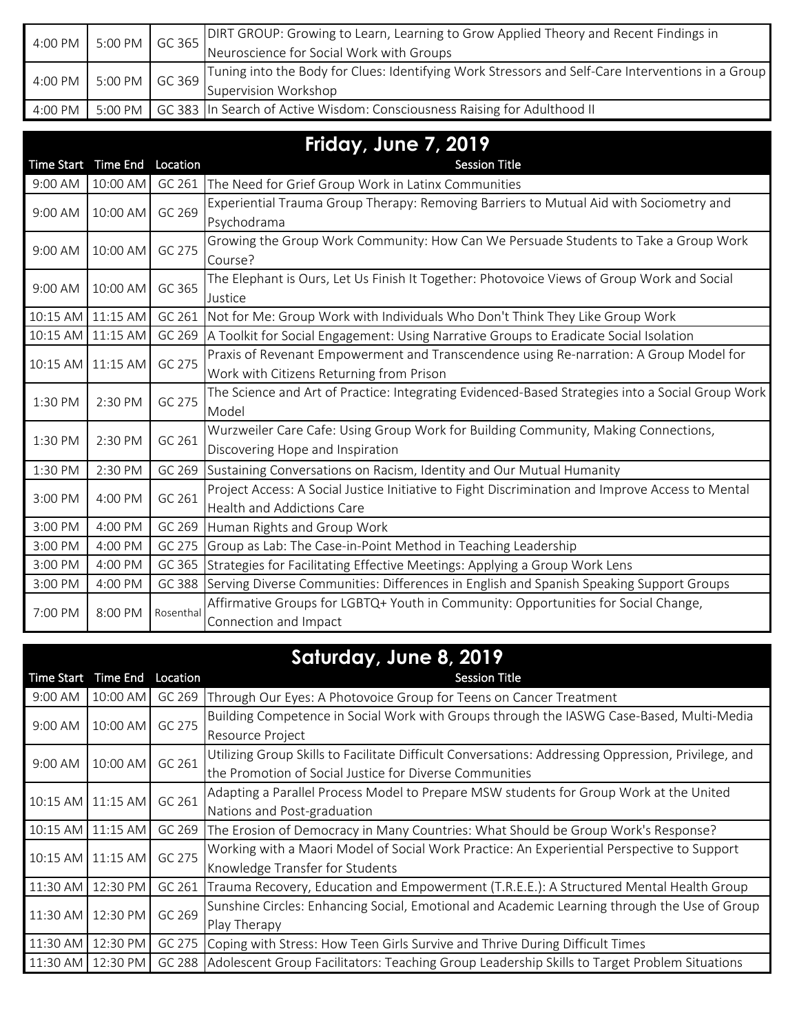| | | | |
|---|---|---|---|
| 4:00 PM | 5:00 PM | GC 365 | DIRT GROUP: Growing to Learn, Learning to Grow Applied Theory and Recent Findings in Neuroscience for Social Work with Groups |
| 4:00 PM | 5:00 PM | GC 369 | Tuning into the Body for Clues: Identifying Work Stressors and Self-Care Interventions in a Group Supervision Workshop |
| 4:00 PM | 5:00 PM | GC 383 | In Search of Active Wisdom: Consciousness Raising for Adulthood II |

## Friday, June 7, 2019

| Time Start | Time End | Location | Session Title |
|---|---|---|---|
| 9:00 AM | 10:00 AM | GC 261 | The Need for Grief Group Work in Latinx Communities |
| 9:00 AM | 10:00 AM | GC 269 | Experiential Trauma Group Therapy: Removing Barriers to Mutual Aid with Sociometry and Psychodrama |
| 9:00 AM | 10:00 AM | GC 275 | Growing the Group Work Community: How Can We Persuade Students to Take a Group Work Course? |
| 9:00 AM | 10:00 AM | GC 365 | The Elephant is Ours, Let Us Finish It Together: Photovoice Views of Group Work and Social Justice |
| 10:15 AM | 11:15 AM | GC 261 | Not for Me: Group Work with Individuals Who Don't Think They Like Group Work |
| 10:15 AM | 11:15 AM | GC 269 | A Toolkit for Social Engagement: Using Narrative Groups to Eradicate Social Isolation |
| 10:15 AM | 11:15 AM | GC 275 | Praxis of Revenant Empowerment and Transcendence using Re-narration: A Group Model for Work with Citizens Returning from Prison |
| 1:30 PM | 2:30 PM | GC 275 | The Science and Art of Practice: Integrating Evidenced-Based Strategies into a Social Group Work Model |
| 1:30 PM | 2:30 PM | GC 261 | Wurzweiler Care Cafe: Using Group Work for Building Community, Making Connections, Discovering Hope and Inspiration |
| 1:30 PM | 2:30 PM | GC 269 | Sustaining Conversations on Racism, Identity and Our Mutual Humanity |
| 3:00 PM | 4:00 PM | GC 261 | Project Access: A Social Justice Initiative to Fight Discrimination and Improve Access to Mental Health and Addictions Care |
| 3:00 PM | 4:00 PM | GC 269 | Human Rights and Group Work |
| 3:00 PM | 4:00 PM | GC 275 | Group as Lab: The Case-in-Point Method in Teaching Leadership |
| 3:00 PM | 4:00 PM | GC 365 | Strategies for Facilitating Effective Meetings: Applying a Group Work Lens |
| 3:00 PM | 4:00 PM | GC 388 | Serving Diverse Communities: Differences in English and Spanish Speaking Support Groups |
| 7:00 PM | 8:00 PM | Rosenthal | Affirmative Groups for LGBTQ+ Youth in Community: Opportunities for Social Change, Connection and Impact |

## Saturday, June 8, 2019

| Time Start | Time End | Location | Session Title |
|---|---|---|---|
| 9:00 AM | 10:00 AM | GC 269 | Through Our Eyes: A Photovoice Group for Teens on Cancer Treatment |
| 9:00 AM | 10:00 AM | GC 275 | Building Competence in Social Work with Groups through the IASWG Case-Based, Multi-Media Resource Project |
| 9:00 AM | 10:00 AM | GC 261 | Utilizing Group Skills to Facilitate Difficult Conversations: Addressing Oppression, Privilege, and the Promotion of Social Justice for Diverse Communities |
| 10:15 AM | 11:15 AM | GC 261 | Adapting a Parallel Process Model to Prepare MSW students for Group Work at the United Nations and Post-graduation |
| 10:15 AM | 11:15 AM | GC 269 | The Erosion of Democracy in Many Countries: What Should be Group Work's Response? |
| 10:15 AM | 11:15 AM | GC 275 | Working with a Maori Model of Social Work Practice: An Experiential Perspective to Support Knowledge Transfer for Students |
| 11:30 AM | 12:30 PM | GC 261 | Trauma Recovery, Education and Empowerment (T.R.E.E.): A Structured Mental Health Group |
| 11:30 AM | 12:30 PM | GC 269 | Sunshine Circles: Enhancing Social, Emotional and Academic Learning through the Use of Group Play Therapy |
| 11:30 AM | 12:30 PM | GC 275 | Coping with Stress: How Teen Girls Survive and Thrive During Difficult Times |
| 11:30 AM | 12:30 PM | GC 288 | Adolescent Group Facilitators: Teaching Group Leadership Skills to Target Problem Situations |